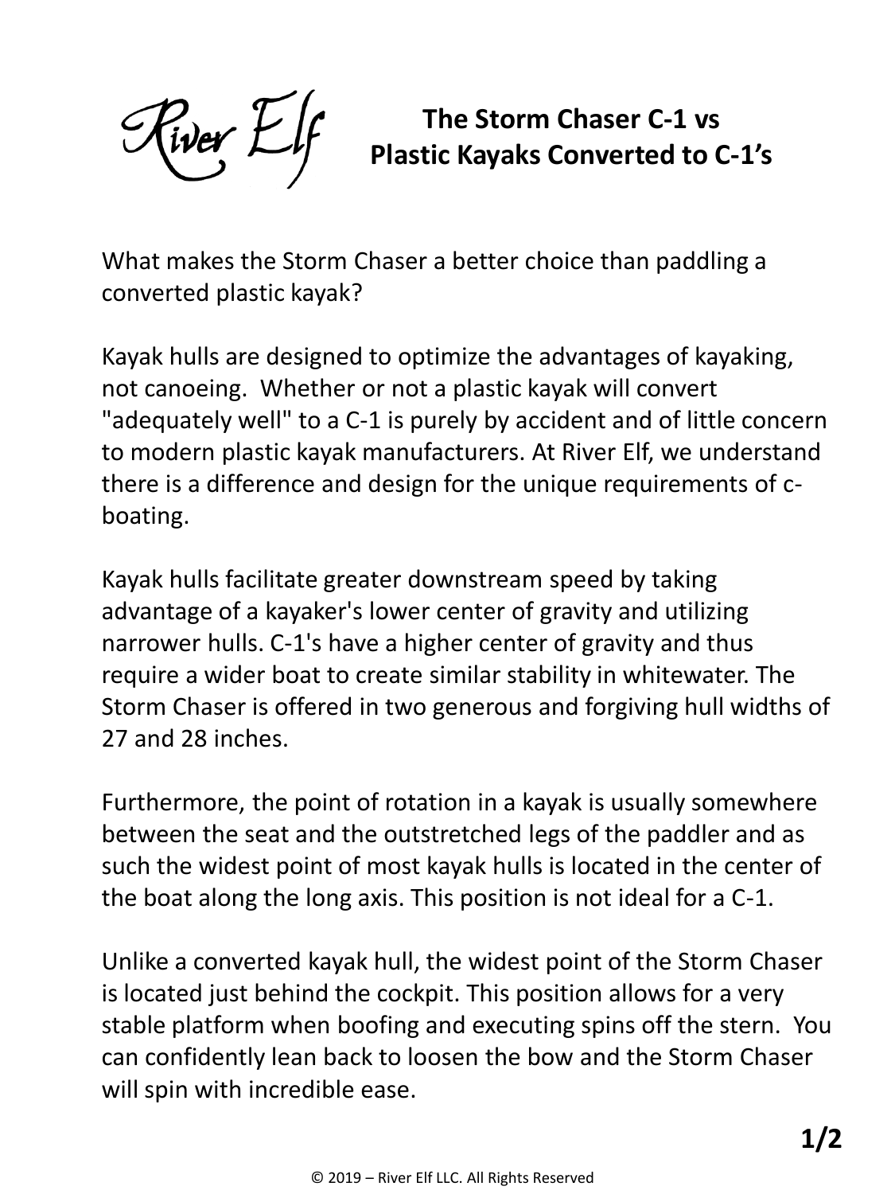River Elf

# The Storm Chaser C-1 vs Plastic Kayaks Converted to C-1's

What makes the Storm Chaser a better choice than paddling a converted plastic kayak?

Kayak hulls are designed to optimize the advantages of kayaking, not canoeing. Whether or not a plastic kayak will convert "adequately well" to a C-1 is purely by accident and of little concern to modern plastic kayak manufacturers. At River Elf, we understand there is a difference and design for the unique requirements of c-boating.

Kayak hulls facilitate greater downstream speed by taking advantage of a kayaker's lower center of gravity and utilizing narrower hulls. C-1's have a higher center of gravity and thus require a wider boat to create similar stability in whitewater. The Storm Chaser is offered in two generous and forgiving hull widths of 27 and 28 inches.

Furthermore, the point of rotation in a kayak is usually somewhere between the seat and the outstretched legs of the paddler and as such the widest point of most kayak hulls is located in the center of the boat along the long axis. This position is not ideal for a C-1.

Unlike a converted kayak hull, the widest point of the Storm Chaser is located just behind the cockpit. This position allows for a very stable platform when boofing and executing spins off the stern. You can confidently lean back to loosen the bow and the Storm Chaser will spin with incredible ease.

© 2019 – River Elf LLC. All Rights Reserved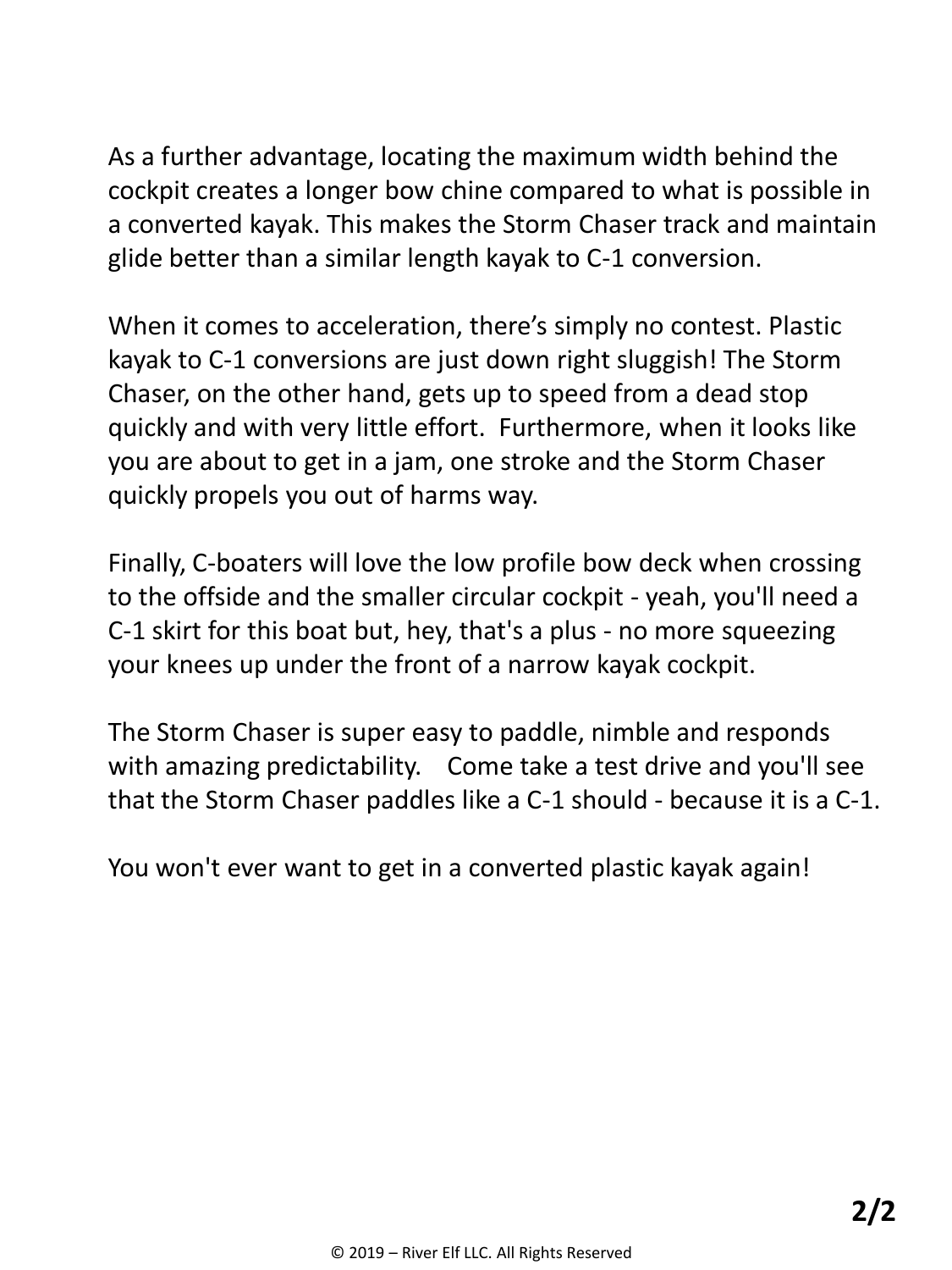As a further advantage, locating the maximum width behind the cockpit creates a longer bow chine compared to what is possible in a converted kayak. This makes the Storm Chaser track and maintain glide better than a similar length kayak to C-1 conversion.

When it comes to acceleration, there's simply no contest. Plastic kayak to C-1 conversions are just down right sluggish! The Storm Chaser, on the other hand, gets up to speed from a dead stop quickly and with very little effort. Furthermore, when it looks like you are about to get in a jam, one stroke and the Storm Chaser quickly propels you out of harms way.

Finally, C-boaters will love the low profile bow deck when crossing to the offside and the smaller circular cockpit - yeah, you'll need a C-1 skirt for this boat but, hey, that's a plus - no more squeezing your knees up under the front of a narrow kayak cockpit.

The Storm Chaser is super easy to paddle, nimble and responds with amazing predictability. Come take a test drive and you'll see that the Storm Chaser paddles like a C-1 should - because it is a C-1.

You won't ever want to get in a converted plastic kayak again!

© 2019 – River Elf LLC. All Rights Reserved